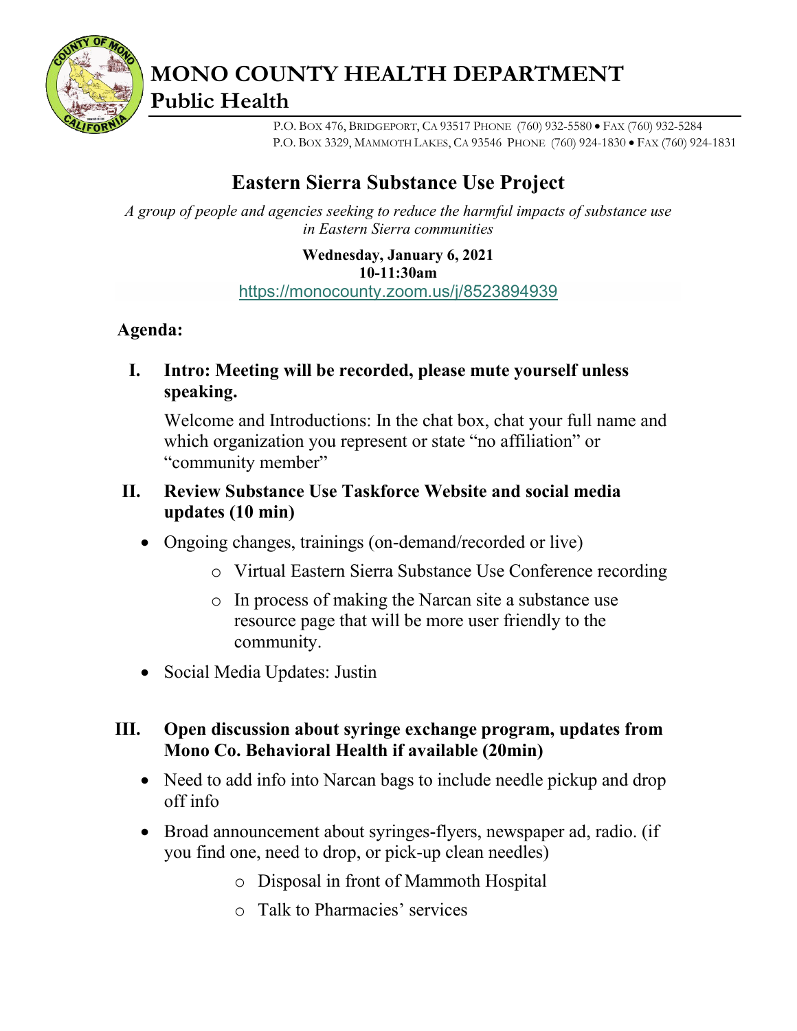# MONO COUNTY HEALTH DEPARTMENT
## Public Health

P.O. BOX 476, BRIDGEPORT, CA 93517 PHONE (760) 932-5580 • FAX (760) 932-5284
P.O. BOX 3329, MAMMOTH LAKES, CA 93546 PHONE (760) 924-1830 • FAX (760) 924-1831

## Eastern Sierra Substance Use Project

*A group of people and agencies seeking to reduce the harmful impacts of substance use in Eastern Sierra communities*

**Wednesday, January 6, 2021**
**10-11:30am**
https://monocounty.zoom.us/j/8523894939

**Agenda:**

**I. Intro: Meeting will be recorded, please mute yourself unless speaking.**

Welcome and Introductions: In the chat box, chat your full name and which organization you represent or state "no affiliation" or "community member"

**II. Review Substance Use Taskforce Website and social media updates (10 min)**

- Ongoing changes, trainings (on-demand/recorded or live)
    - Virtual Eastern Sierra Substance Use Conference recording
    - In process of making the Narcan site a substance use resource page that will be more user friendly to the community.
- Social Media Updates: Justin

**III. Open discussion about syringe exchange program, updates from Mono Co. Behavioral Health if available (20min)**

- Need to add info into Narcan bags to include needle pickup and drop off info
- Broad announcement about syringes-flyers, newspaper ad, radio. (if you find one, need to drop, or pick-up clean needles)
    - Disposal in front of Mammoth Hospital
    - Talk to Pharmacies' services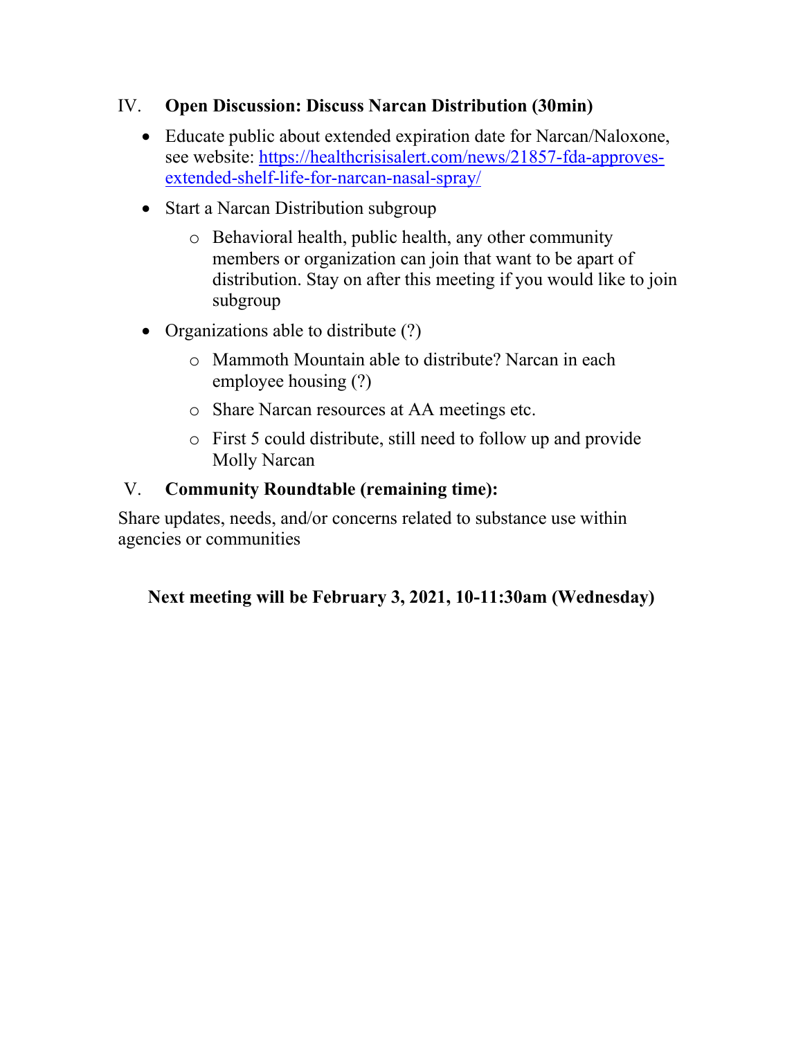IV. **Open Discussion: Discuss Narcan Distribution (30min)**

- Educate public about extended expiration date for Narcan/Naloxone, see website: [https://healthcrisisalert.com/news/21857-fda-approves-extended-shelf-life-for-narcan-nasal-spray/](https://healthcrisisalert.com/news/21857-fda-approves-extended-shelf-life-for-narcan-nasal-spray/)
- Start a Narcan Distribution subgroup
  - Behavioral health, public health, any other community members or organization can join that want to be apart of distribution. Stay on after this meeting if you would like to join subgroup
- Organizations able to distribute (?)
  - Mammoth Mountain able to distribute? Narcan in each employee housing (?)
  - Share Narcan resources at AA meetings etc.
  - First 5 could distribute, still need to follow up and provide Molly Narcan

V. **Community Roundtable (remaining time):**

Share updates, needs, and/or concerns related to substance use within agencies or communities

**Next meeting will be February 3, 2021, 10-11:30am (Wednesday)**